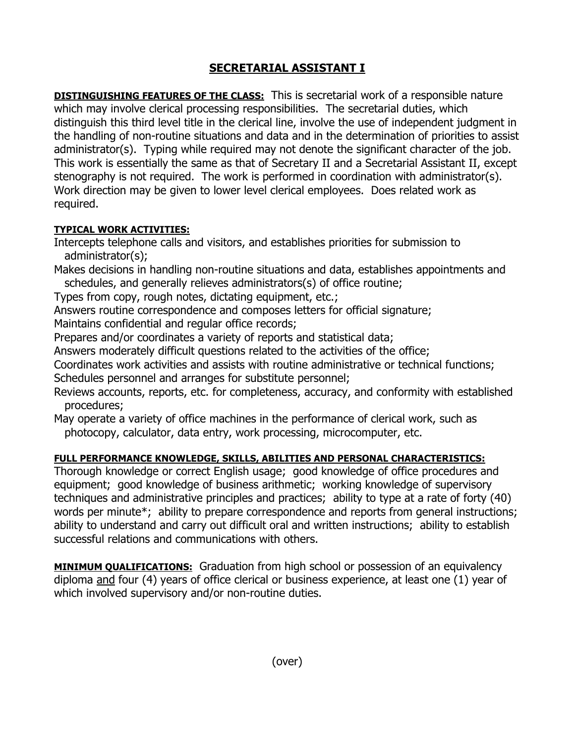# SECRETARIAL ASSISTANT I

**DISTINGUISHING FEATURES OF THE CLASS:** This is secretarial work of a responsible nature which may involve clerical processing responsibilities. The secretarial duties, which distinguish this third level title in the clerical line, involve the use of independent judgment in the handling of non-routine situations and data and in the determination of priorities to assist administrator(s). Typing while required may not denote the significant character of the job. This work is essentially the same as that of Secretary II and a Secretarial Assistant II, except stenography is not required. The work is performed in coordination with administrator(s). Work direction may be given to lower level clerical employees. Does related work as required.

**TYPICAL WORK ACTIVITIES:**

Intercepts telephone calls and visitors, and establishes priorities for submission to administrator(s);

Makes decisions in handling non-routine situations and data, establishes appointments and schedules, and generally relieves administrators(s) of office routine;

Types from copy, rough notes, dictating equipment, etc.;

Answers routine correspondence and composes letters for official signature;

Maintains confidential and regular office records;

Prepares and/or coordinates a variety of reports and statistical data;

Answers moderately difficult questions related to the activities of the office;

Coordinates work activities and assists with routine administrative or technical functions;

Schedules personnel and arranges for substitute personnel;

Reviews accounts, reports, etc. for completeness, accuracy, and conformity with established procedures;

May operate a variety of office machines in the performance of clerical work, such as photocopy, calculator, data entry, work processing, microcomputer, etc.

**FULL PERFORMANCE KNOWLEDGE, SKILLS, ABILITIES AND PERSONAL CHARACTERISTICS:**
Thorough knowledge or correct English usage; good knowledge of office procedures and equipment; good knowledge of business arithmetic; working knowledge of supervisory techniques and administrative principles and practices; ability to type at a rate of forty (40) words per minute*; ability to prepare correspondence and reports from general instructions; ability to understand and carry out difficult oral and written instructions; ability to establish successful relations and communications with others.

**MINIMUM QUALIFICATIONS:** Graduation from high school or possession of an equivalency diploma <u>and</u> four (4) years of office clerical or business experience, at least one (1) year of which involved supervisory and/or non-routine duties.

(over)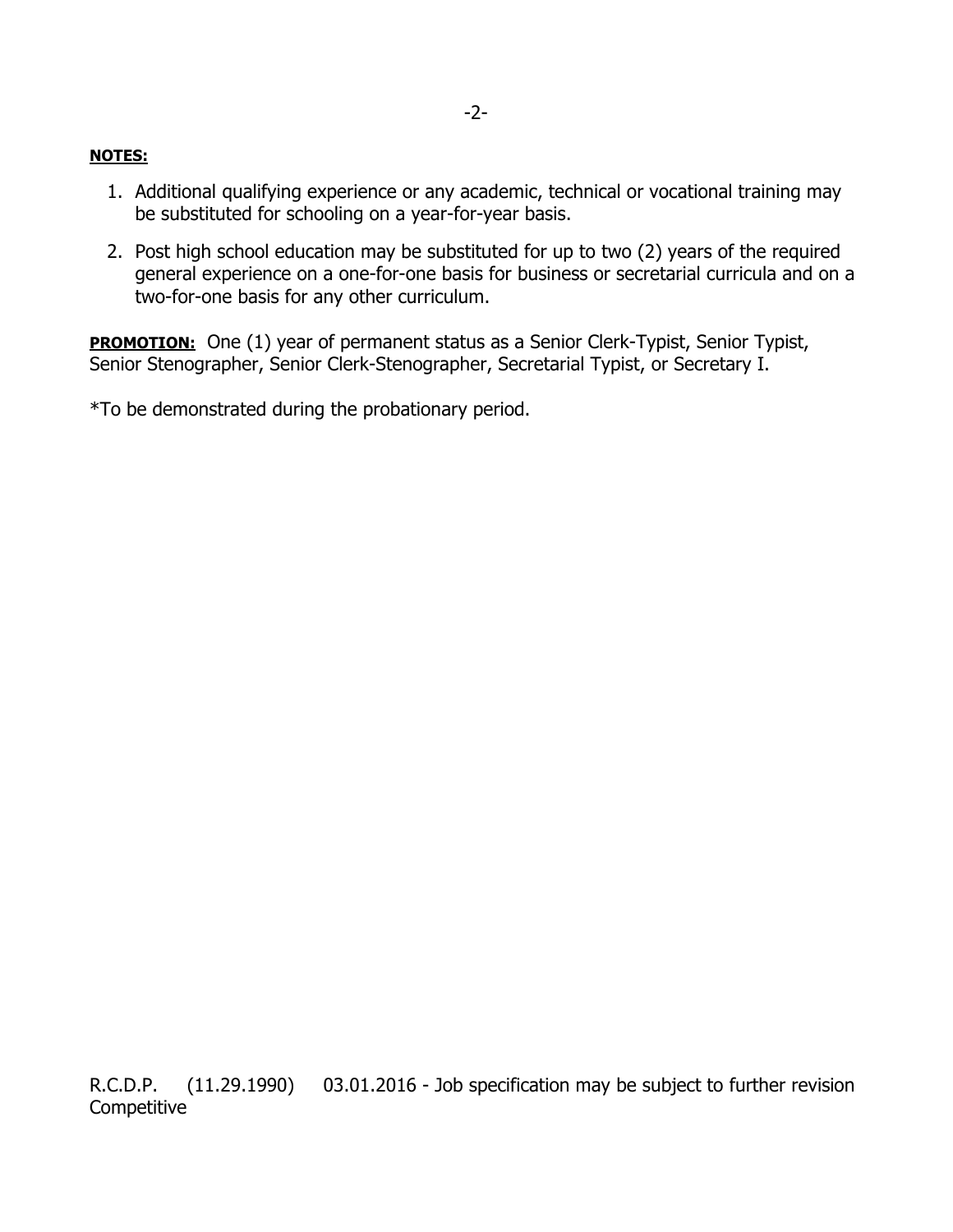**NOTES:**

1. Additional qualifying experience or any academic, technical or vocational training may be substituted for schooling on a year-for-year basis.
2. Post high school education may be substituted for up to two (2) years of the required general experience on a one-for-one basis for business or secretarial curricula and on a two-for-one basis for any other curriculum.

**PROMOTION:** One (1) year of permanent status as a Senior Clerk-Typist, Senior Typist, Senior Stenographer, Senior Clerk-Stenographer, Secretarial Typist, or Secretary I.

*To be demonstrated during the probationary period.

R.C.D.P. (11.29.1990) 03.01.2016 - Job specification may be subject to further revision
Competitive